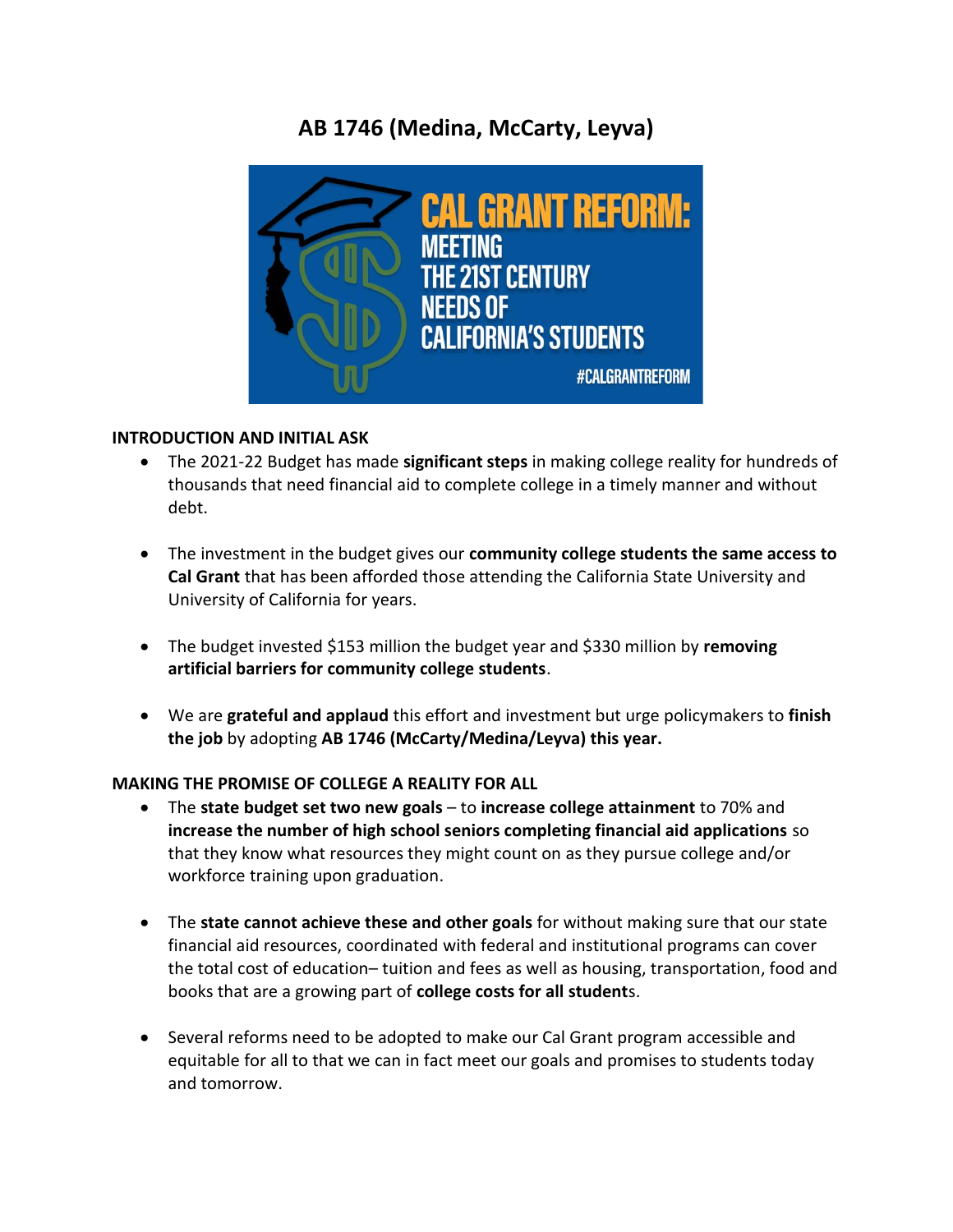# AB 1746 (Medina, McCarty, Leyva)

**INTRODUCTION AND INITIAL ASK**

- The 2021-22 Budget has made **significant steps** in making college reality for hundreds of thousands that need financial aid to complete college in a timely manner and without debt.

- The investment in the budget gives our **community college students the same access to Cal Grant** that has been afforded those attending the California State University and University of California for years.

- The budget invested $153 million the budget year and $330 million by **removing artificial barriers for community college students**.

- We are **grateful and applaud** this effort and investment but urge policymakers to **finish the job** by adopting **AB 1746 (McCarty/Medina/Leyva) this year.**

**MAKING THE PROMISE OF COLLEGE A REALITY FOR ALL**

- The **state budget set two new goals** – to **increase college attainment** to 70% and **increase the number of high school seniors completing financial aid applications** so that they know what resources they might count on as they pursue college and/or workforce training upon graduation.

- The **state cannot achieve these and other goals** for without making sure that our state financial aid resources, coordinated with federal and institutional programs can cover the total cost of education– tuition and fees as well as housing, transportation, food and books that are a growing part of **college costs for all student**s.

- Several reforms need to be adopted to make our Cal Grant program accessible and equitable for all to that we can in fact meet our goals and promises to students today and tomorrow.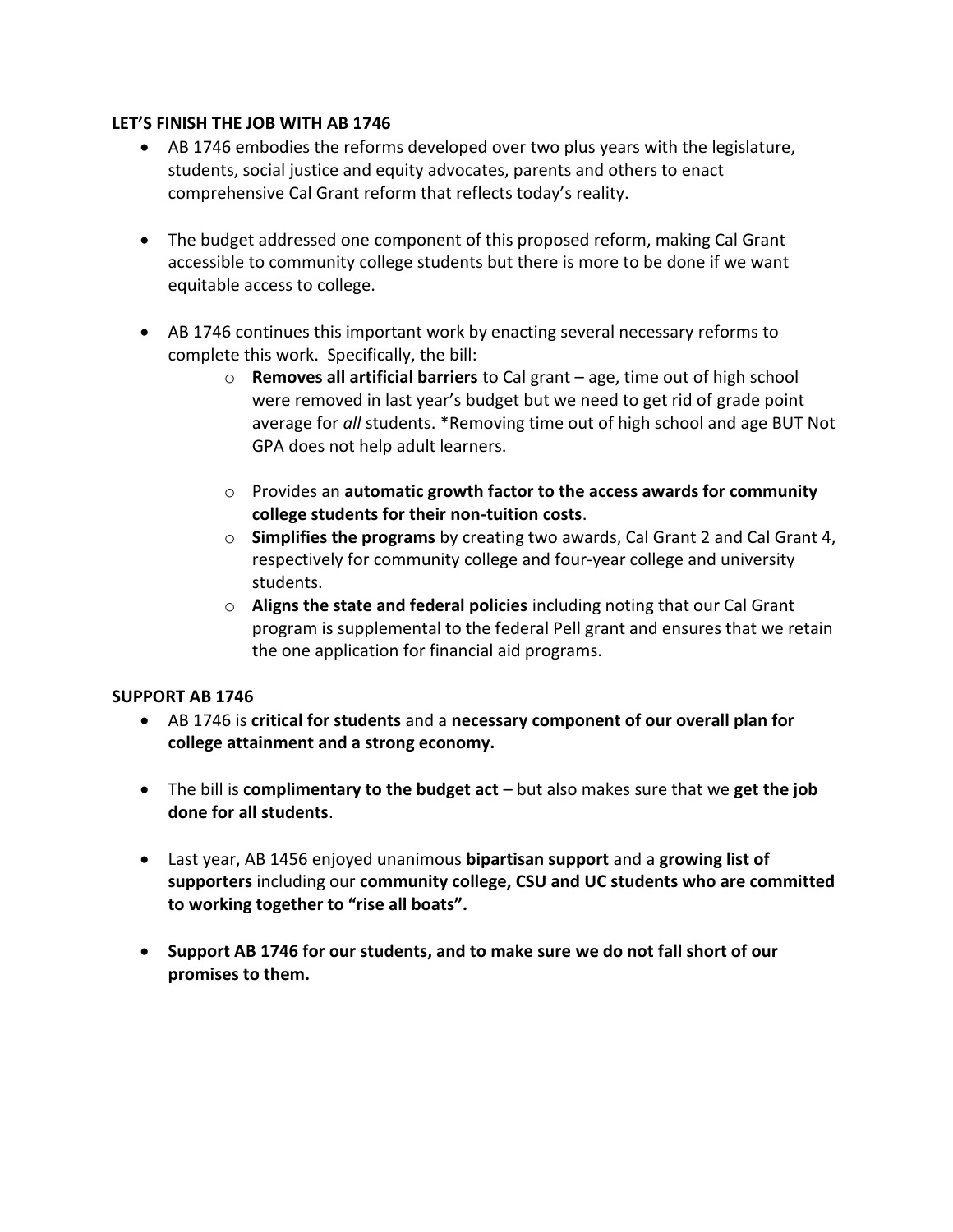**LET'S FINISH THE JOB WITH AB 1746**

- AB 1746 embodies the reforms developed over two plus years with the legislature, students, social justice and equity advocates, parents and others to enact comprehensive Cal Grant reform that reflects today's reality.

- The budget addressed one component of this proposed reform, making Cal Grant accessible to community college students but there is more to be done if we want equitable access to college.

- AB 1746 continues this important work by enacting several necessary reforms to complete this work. Specifically, the bill:
    - **Removes all artificial barriers** to Cal grant – age, time out of high school were removed in last year's budget but we need to get rid of grade point average for *all* students. *Removing time out of high school and age BUT Not GPA does not help adult learners.
    - Provides an **automatic growth factor to the access awards for community college students for their non-tuition costs**.
    - **Simplifies the programs** by creating two awards, Cal Grant 2 and Cal Grant 4, respectively for community college and four-year college and university students.
    - **Aligns the state and federal policies** including noting that our Cal Grant program is supplemental to the federal Pell grant and ensures that we retain the one application for financial aid programs.

**SUPPORT AB 1746**

- AB 1746 is **critical for students** and a **necessary component of our overall plan for college attainment and a strong economy.**

- The bill is **complimentary to the budget act** – but also makes sure that we **get the job done for all students**.

- Last year, AB 1456 enjoyed unanimous **bipartisan support** and a **growing list of supporters** including our **community college, CSU and UC students who are committed to working together to "rise all boats".**

- **Support AB 1746 for our students, and to make sure we do not fall short of our promises to them.**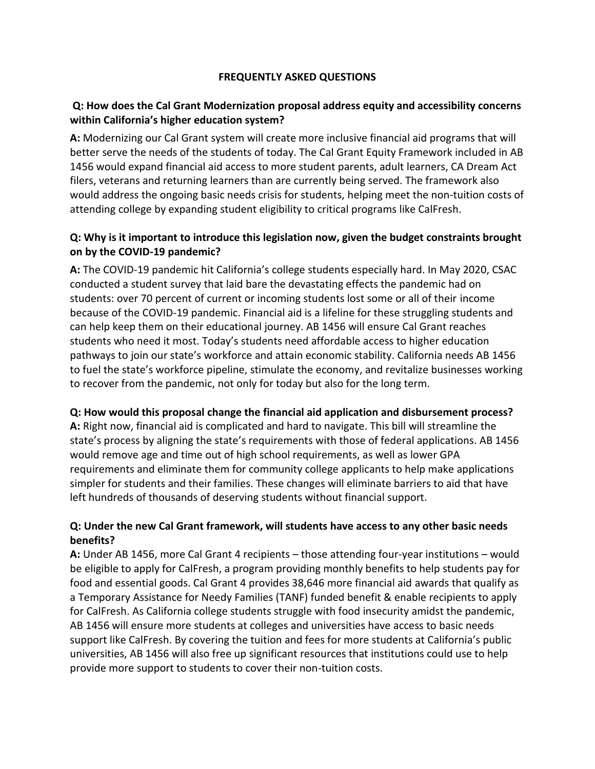# FREQUENTLY ASKED QUESTIONS

**Q: How does the Cal Grant Modernization proposal address equity and accessibility concerns within California's higher education system?**

**A:** Modernizing our Cal Grant system will create more inclusive financial aid programs that will better serve the needs of the students of today. The Cal Grant Equity Framework included in AB 1456 would expand financial aid access to more student parents, adult learners, CA Dream Act filers, veterans and returning learners than are currently being served. The framework also would address the ongoing basic needs crisis for students, helping meet the non-tuition costs of attending college by expanding student eligibility to critical programs like CalFresh.

**Q: Why is it important to introduce this legislation now, given the budget constraints brought on by the COVID-19 pandemic?**

**A:** The COVID-19 pandemic hit California's college students especially hard. In May 2020, CSAC conducted a student survey that laid bare the devastating effects the pandemic had on students: over 70 percent of current or incoming students lost some or all of their income because of the COVID-19 pandemic. Financial aid is a lifeline for these struggling students and can help keep them on their educational journey. AB 1456 will ensure Cal Grant reaches students who need it most. Today's students need affordable access to higher education pathways to join our state's workforce and attain economic stability. California needs AB 1456 to fuel the state's workforce pipeline, stimulate the economy, and revitalize businesses working to recover from the pandemic, not only for today but also for the long term.

**Q: How would this proposal change the financial aid application and disbursement process?**

**A:** Right now, financial aid is complicated and hard to navigate. This bill will streamline the state's process by aligning the state's requirements with those of federal applications. AB 1456 would remove age and time out of high school requirements, as well as lower GPA requirements and eliminate them for community college applicants to help make applications simpler for students and their families. These changes will eliminate barriers to aid that have left hundreds of thousands of deserving students without financial support.

**Q: Under the new Cal Grant framework, will students have access to any other basic needs benefits?**

**A:** Under AB 1456, more Cal Grant 4 recipients – those attending four-year institutions – would be eligible to apply for CalFresh, a program providing monthly benefits to help students pay for food and essential goods. Cal Grant 4 provides 38,646 more financial aid awards that qualify as a Temporary Assistance for Needy Families (TANF) funded benefit & enable recipients to apply for CalFresh. As California college students struggle with food insecurity amidst the pandemic, AB 1456 will ensure more students at colleges and universities have access to basic needs support like CalFresh. By covering the tuition and fees for more students at California's public universities, AB 1456 will also free up significant resources that institutions could use to help provide more support to students to cover their non-tuition costs.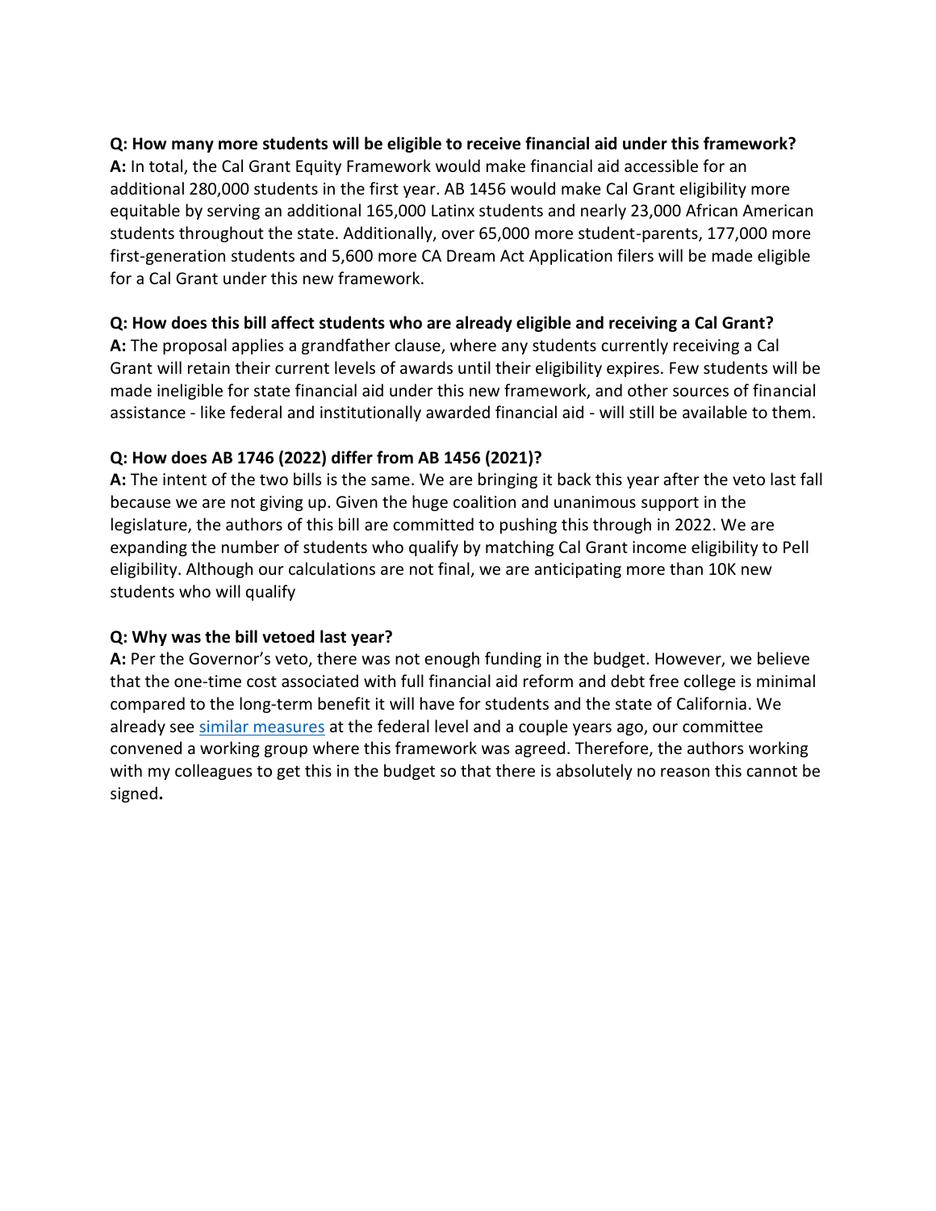**Q: How many more students will be eligible to receive financial aid under this framework?**
**A:** In total, the Cal Grant Equity Framework would make financial aid accessible for an additional 280,000 students in the first year. AB 1456 would make Cal Grant eligibility more equitable by serving an additional 165,000 Latinx students and nearly 23,000 African American students throughout the state. Additionally, over 65,000 more student-parents, 177,000 more first-generation students and 5,600 more CA Dream Act Application filers will be made eligible for a Cal Grant under this new framework.

**Q: How does this bill affect students who are already eligible and receiving a Cal Grant?**
**A:** The proposal applies a grandfather clause, where any students currently receiving a Cal Grant will retain their current levels of awards until their eligibility expires. Few students will be made ineligible for state financial aid under this new framework, and other sources of financial assistance - like federal and institutionally awarded financial aid - will still be available to them.

**Q: How does AB 1746 (2022) differ from AB 1456 (2021)?**
**A:** The intent of the two bills is the same. We are bringing it back this year after the veto last fall because we are not giving up. Given the huge coalition and unanimous support in the legislature, the authors of this bill are committed to pushing this through in 2022. We are expanding the number of students who qualify by matching Cal Grant income eligibility to Pell eligibility. Although our calculations are not final, we are anticipating more than 10K new students who will qualify

**Q: Why was the bill vetoed last year?**
**A:** Per the Governor's veto, there was not enough funding in the budget. However, we believe that the one-time cost associated with full financial aid reform and debt free college is minimal compared to the long-term benefit it will have for students and the state of California. We already see similar measures at the federal level and a couple years ago, our committee convened a working group where this framework was agreed. Therefore, the authors working with my colleagues to get this in the budget so that there is absolutely no reason this cannot be signed**.**